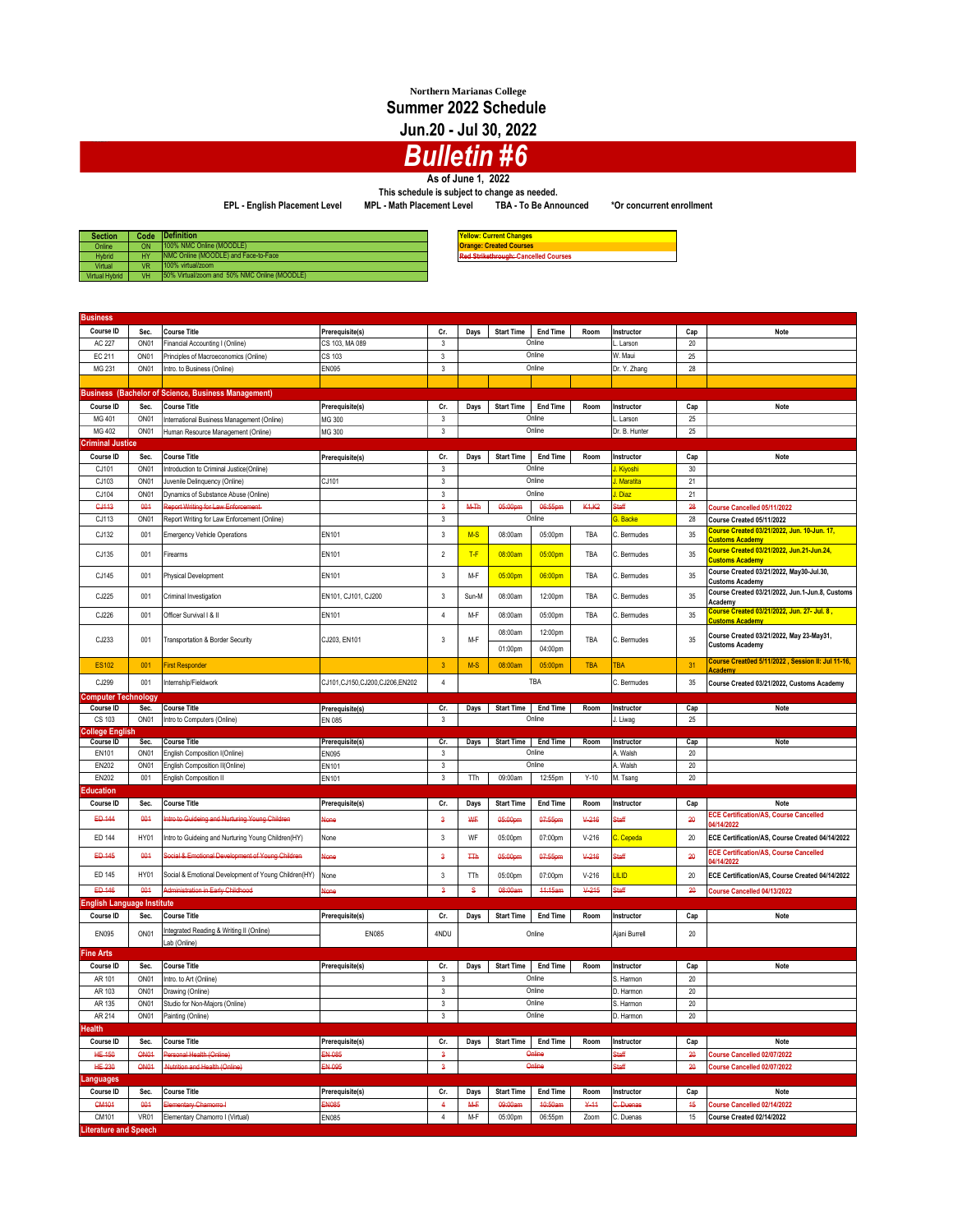**Northern Marianas College**

# Summer 2022 Schedule

## Jun.20 - Jul 30, 2022

# *Bulletin #6*

**As of June 1, 2022**

**This schedule is subject to change as needed.**

**EPL - English Placement Level    MPL - Math Placement Level    TBA - To Be Announced    *Or concurrent enrollment**

| Section | Code | Definition |
|---|---|---|
| Online | ON | 100% NMC Online (MOODLE) |
| Hybrid | HY | NMC Online (MOODLE) and Face-to-Face |
| Virtual | VR | 100% virtual/zoom |
| Virtual Hybrid | VH | 50% Virtual/zoom and 50% NMC Online (MOODLE) |

| Legend |
|---|
| Yellow: Current Changes |
| Orange: Created Courses |
| ~~Red Strikethrough~~: Cancelled Courses |

### Business

| Course ID | Sec. | Course Title | Prerequisite(s) | Cr. | Days | Start Time | End Time | Room | Instructor | Cap | Note |
|---|---|---|---|---|---|---|---|---|---|---|---|
| AC 227 | ON01 | Financial Accounting I (Online) | CS 103, MA 089 | 3 | | Online | | | L. Larson | 20 | |
| EC 211 | ON01 | Principles of Macroeconomics (Online) | CS 103 | 3 | | Online | | | W. Maui | 25 | |
| MG 231 | ON01 | Intro. to Business (Online) | EN095 | 3 | | Online | | | Dr. Y. Zhang | 28 | |

### Business (Bachelor of Science, Business Management)

| Course ID | Sec. | Course Title | Prerequisite(s) | Cr. | Days | Start Time | End Time | Room | Instructor | Cap | Note |
|---|---|---|---|---|---|---|---|---|---|---|---|
| MG 401 | ON01 | International Business Management (Online) | MG 300 | 3 | | Online | | | L. Larson | 25 | |
| MG 402 | ON01 | Human Resource Management (Online) | MG 300 | 3 | | Online | | | Dr. B. Hunter | 25 | |

### Criminal Justice

| Course ID | Sec. | Course Title | Prerequisite(s) | Cr. | Days | Start Time | End Time | Room | Instructor | Cap | Note |
|---|---|---|---|---|---|---|---|---|---|---|---|
| CJ101 | ON01 | Introduction to Criminal Justice(Online) | | 3 | | Online | | | J. Kiyoshi | 30 | |
| CJ103 | ON01 | Juvenile Delinquency (Online) | CJ101 | 3 | | Online | | | J. Maratita | 21 | |
| CJ104 | ON01 | Dynamics of Substance Abuse (Online) | | 3 | | Online | | | J. Diaz | 21 | |
| ~~CJ113~~ | ~~001~~ | ~~Report Writing for Law Enforcement~~ | | ~~3~~ | ~~M-Th~~ | ~~05:00pm~~ | ~~06:55pm~~ | ~~K1,K2~~ | ~~Staff~~ | ~~28~~ | Course Cancelled 05/11/2022 |
| CJ113 | ON01 | Report Writing for Law Enforcement (Online) | | 3 | | Online | | | G. Backe | 28 | Course Created 05/11/2022 |
| CJ132 | 001 | Emergency Vehicle Operations | EN101 | 3 | M-S | 08:00am | 05:00pm | TBA | C. Bermudes | 35 | Course Created 03/21/2022, Jun. 10-Jun. 17, Customs Academy |
| CJ135 | 001 | Firearms | EN101 | 2 | T-F | 08:00am | 05:00pm | TBA | C. Bermudes | 35 | Course Created 03/21/2022, Jun.21-Jun.24, Customs Academy |
| CJ145 | 001 | Physical Development | EN101 | 3 | M-F | 05:00pm | 06:00pm | TBA | C. Bermudes | 35 | Course Created 03/21/2022, May30-Jul.30, Customs Academy |
| CJ225 | 001 | Criminal Investigation | EN101, CJ101, CJ200 | 3 | Sun-M | 08:00am | 12:00pm | TBA | C. Bermudes | 35 | Course Created 03/21/2022, Jun.1-Jun.8, Customs Academy |
| CJ226 | 001 | Officer Survival I & II | EN101 | 4 | M-F | 08:00am | 05:00pm | TBA | C. Bermudes | 35 | Course Created 03/21/2022, Jun. 27- Jul. 8 , Customs Academy |
| CJ233 | 001 | Transportation & Border Security | CJ203, EN101 | 3 | M-F | 08:00am<br>01:00pm | 12:00pm<br>04:00pm | TBA | C. Bermudes | 35 | Course Created 03/21/2022, May 23-May31, Customs Academy |
| ES102 | 001 | First Responder | | 3 | M-S | 08:00am | 05:00pm | TBA | TBA | 31 | Course Creat0ed 5/11/2022 , Session II: Jul 11-16, Academy |
| CJ299 | 001 | Internship/Fieldwork | CJ101,CJ150,CJ200,CJ206,EN202 | 4 | | TBA | | | C. Bermudes | 35 | Course Created 03/21/2022, Customs Academy |

### Computer Technology

| Course ID | Sec. | Course Title | Prerequisite(s) | Cr. | Days | Start Time | End Time | Room | Instructor | Cap | Note |
|---|---|---|---|---|---|---|---|---|---|---|---|
| CS 103 | ON01 | Intro to Computers (Online) | EN 085 | 3 | | Online | | | J. Liwag | 25 | |

### College English

| Course ID | Sec. | Course Title | Prerequisite(s) | Cr. | Days | Start Time | End Time | Room | Instructor | Cap | Note |
|---|---|---|---|---|---|---|---|---|---|---|---|
| EN101 | ON01 | English Composition I(Online) | EN095 | 3 | | Online | | | A. Walsh | 20 | |
| EN202 | ON01 | English Composition II(Online) | EN101 | 3 | | Online | | | A. Walsh | 20 | |
| EN202 | 001 | English Composition II | EN101 | 3 | TTh | 09:00am | 12:55pm | Y-10 | M. Tsang | 20 | |

### Education

| Course ID | Sec. | Course Title | Prerequisite(s) | Cr. | Days | Start Time | End Time | Room | Instructor | Cap | Note |
|---|---|---|---|---|---|---|---|---|---|---|---|
| ~~ED 144~~ | ~~001~~ | ~~Intro to Guideing and Nurturing Young Children~~ | ~~None~~ | ~~3~~ | ~~WF~~ | ~~05:00pm~~ | ~~07:55pm~~ | ~~V-216~~ | ~~Staff~~ | ~~20~~ | ECE Certification/AS, Course Cancelled 04/14/2022 |
| ED 144 | HY01 | Intro to Guideing and Nurturing Young Children(HY) | None | 3 | WF | 05:00pm | 07:00pm | V-216 | C. Cepeda | 20 | ECE Certification/AS, Course Created 04/14/2022 |
| ~~ED 145~~ | ~~001~~ | ~~Social & Emotional Development of Young Children~~ | ~~None~~ | ~~3~~ | ~~TTh~~ | ~~05:00pm~~ | ~~07:55pm~~ | ~~V-216~~ | ~~Staff~~ | ~~20~~ | ECE Certification/AS, Course Cancelled 04/14/2022 |
| ED 145 | HY01 | Social & Emotional Development of Young Children(HY) | None | 3 | TTh | 05:00pm | 07:00pm | V-216 | LILID | 20 | ECE Certification/AS, Course Created 04/14/2022 |
| ~~ED 146~~ | ~~001~~ | ~~Administration in Early Childhood~~ | ~~None~~ | ~~3~~ | ~~S~~ | ~~08:00am~~ | ~~11:15am~~ | ~~V-215~~ | ~~Staff~~ | ~~20~~ | Course Cancelled 04/13/2022 |

### English Language Institute

| Course ID | Sec. | Course Title | Prerequisite(s) | Cr. | Days | Start Time | End Time | Room | Instructor | Cap | Note |
|---|---|---|---|---|---|---|---|---|---|---|---|
| EN095 | ON01 | Integrated Reading & Writing II (Online)<br>Lab (Online) | EN085 | 4NDU | | Online | | | Ajani Burrell | 20 | |

### Fine Arts

| Course ID | Sec. | Course Title | Prerequisite(s) | Cr. | Days | Start Time | End Time | Room | Instructor | Cap | Note |
|---|---|---|---|---|---|---|---|---|---|---|---|
| AR 101 | ON01 | Intro. to Art (Online) | | 3 | | Online | | | S. Harmon | 20 | |
| AR 103 | ON01 | Drawing (Online) | | 3 | | Online | | | D. Harmon | 20 | |
| AR 135 | ON01 | Studio for Non-Majors (Online) | | 3 | | Online | | | S. Harmon | 20 | |
| AR 214 | ON01 | Painting (Online) | | 3 | | Online | | | D. Harmon | 20 | |

### Health

| Course ID | Sec. | Course Title | Prerequisite(s) | Cr. | Days | Start Time | End Time | Room | Instructor | Cap | Note |
|---|---|---|---|---|---|---|---|---|---|---|---|
| ~~HE 150~~ | ~~ON01~~ | ~~Personal Health (Online)~~ | ~~EN 085~~ | ~~3~~ | | ~~Online~~ | | | ~~Staff~~ | ~~20~~ | Course Cancelled 02/07/2022 |
| ~~HE 230~~ | ~~ON01~~ | ~~Nutrition and Health (Online)~~ | ~~EN 095~~ | ~~3~~ | | ~~Online~~ | | | ~~Staff~~ | ~~20~~ | Course Cancelled 02/07/2022 |

### Languages

| Course ID | Sec. | Course Title | Prerequisite(s) | Cr. | Days | Start Time | End Time | Room | Instructor | Cap | Note |
|---|---|---|---|---|---|---|---|---|---|---|---|
| ~~CM101~~ | ~~001~~ | ~~Elementary Chamorro I~~ | ~~EN085~~ | ~~4~~ | ~~M-F~~ | ~~09:00am~~ | ~~10:50am~~ | ~~Y-11~~ | ~~C. Duenas~~ | ~~15~~ | Course Cancelled 02/14/2022 |
| CM101 | VR01 | Elementary Chamorro I (Virtual) | EN085 | 4 | M-F | 05:00pm | 06:55pm | Zoom | C. Duenas | 15 | Course Created 02/14/2022 |

### Literature and Speech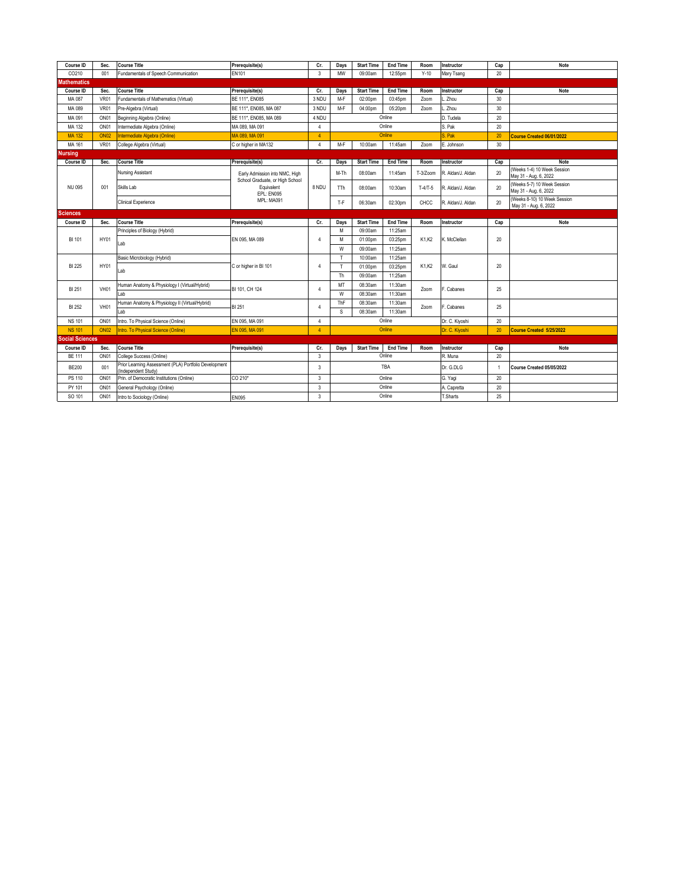| Course ID | Sec. | Course Title | Prerequisite(s) | Cr. | Days | Start Time | End Time | Room | Instructor | Cap | Note |
|---|---|---|---|---|---|---|---|---|---|---|---|
| CO210 | 001 | Fundamentals of Speech Communication | EN101 | 3 | MW | 09:00am | 12:55pm | Y-10 | Mary Tsang | 20 | |

## Mathematics

| Course ID | Sec. | Course Title | Prerequisite(s) | Cr. | Days | Start Time | End Time | Room | Instructor | Cap | Note |
|---|---|---|---|---|---|---|---|---|---|---|---|
| MA 087 | VR01 | Fundamentals of Mathematics (Virtual) | BE 111*, EN085 | 3 NDU | M-F | 02:00pm | 03:45pm | Zoom | L. Zhou | 30 | |
| MA 089 | VR01 | Pre-Algebra (Virtual) | BE 111*, EN085, MA 087 | 3 NDU | M-F | 04:00pm | 05:20pm | Zoom | L. Zhou | 30 | |
| MA 091 | ON01 | Beginning Algebra (Online) | BE 111*, EN085, MA 089 | 4 NDU | Online | | | | D. Tudela | 20 | |
| MA 132 | ON01 | Intermediate Algebra (Online) | MA 089, MA 091 | 4 | Online | | | | S. Pak | 20 | |
| MA 132 | ON02 | Intermediate Algebra (Online) | MA 089, MA 091 | 4 | Online | | | | S. Pak | 20 | Course Created 06/01/2022 |
| MA 161 | VR01 | College Algebra (Virtual) | C or higher in MA132 | 4 | M-F | 10:00am | 11:45am | Zoom | E. Johnson | 30 | |

## Nursing

| Course ID | Sec. | Course Title | Prerequisite(s) | Cr. | Days | Start Time | End Time | Room | Instructor | Cap | Note |
|---|---|---|---|---|---|---|---|---|---|---|---|
| NU 095 | 001 | Nursing Assistant | Early Admission into NMC, High School Graduate, or High School Equivalent EPL: EN095 MPL: MA091 | 8 NDU | M-Th | 08:00am | 11:45am | T-3/Zoom | R. Aldan/J. Aldan | 20 | (Weeks 1-4) 10 Week Session May 31 - Aug. 6, 2022 |
| | | Skills Lab | | | TTh | 08:00am | 10:30am | T-4/T-5 | R. Aldan/J. Aldan | 20 | (Weeks 5-7) 10 Week Session May 31 - Aug. 6, 2022 |
| | | Clinical Experience | | | T-F | 06:30am | 02:30pm | CHCC | R. Aldan/J. Aldan | 20 | (Weeks 8-10) 10 Week Session May 31 - Aug. 6, 2022 |

## Sciences

| Course ID | Sec. | Course Title | Prerequisite(s) | Cr. | Days | Start Time | End Time | Room | Instructor | Cap | Note |
|---|---|---|---|---|---|---|---|---|---|---|---|
| BI 101 | HY01 | Principles of Biology (Hybrid) | EN 095, MA 089 | 4 | M | 09:00am | 11:25am | K1,K2 | K. McClellan | 20 | |
| | | Lab | | | M | 01:00pm | 03:25pm | | | | |
| | | | | | W | 09:00am | 11:25am | | | | |
| BI 225 | HY01 | Basic Microbiology (Hybrid) | C or higher in BI 101 | 4 | T | 10:00am | 11:25am | K1,K2 | W. Gaul | 20 | |
| | | Lab | | | T | 01:00pm | 03:25pm | | | | |
| | | | | | Th | 09:00am | 11:25am | | | | |
| BI 251 | VH01 | Human Anatomy & Physiology I (Virtual/Hybrid) | BI 101, CH 124 | 4 | MT | 08:30am | 11:30am | Zoom | F. Cabanes | 25 | |
| | | Lab | | | W | 08:30am | 11:30am | | | | |
| BI 252 | VH01 | Human Anatomy & Physiology II (Virtual/Hybrid) | BI 251 | 4 | ThF | 08:30am | 11:30am | Zoom | F. Cabanes | 25 | |
| | | Lab | | | S | 08:30am | 11:30am | | | | |
| NS 101 | ON01 | Intro. To Physical Science (Online) | EN 095, MA 091 | 4 | Online | | | | Dr. C. Kiyoshi | 20 | |
| NS 101 | ON02 | Intro. To Physical Science (Online) | EN 095, MA 091 | 4 | Online | | | | Dr. C. Kiyoshi | 20 | Course Created 5/25/2022 |

## Social Sciences

| Course ID | Sec. | Course Title | Prerequisite(s) | Cr. | Days | Start Time | End Time | Room | Instructor | Cap | Note |
|---|---|---|---|---|---|---|---|---|---|---|---|
| BE 111 | ON01 | College Success (Online) | | 3 | Online | | | | R. Muna | 20 | |
| BE200 | 001 | Prior Learning Assessment (PLA) Portfolio Development (Independent Study) | | 3 | TBA | | | | Dr. G.DLG | 1 | Course Created 05/05/2022 |
| PS 110 | ON01 | Prin. of Democratic Institutions (Online) | CO 210* | 3 | Online | | | | G. Yagi | 20 | |
| PY 101 | ON01 | General Psychology (Online) | | 3 | Online | | | | A. Capretta | 20 | |
| SO 101 | ON01 | Intro to Sociology (Online) | EN095 | 3 | Online | | | | T.Sharts | 25 | |